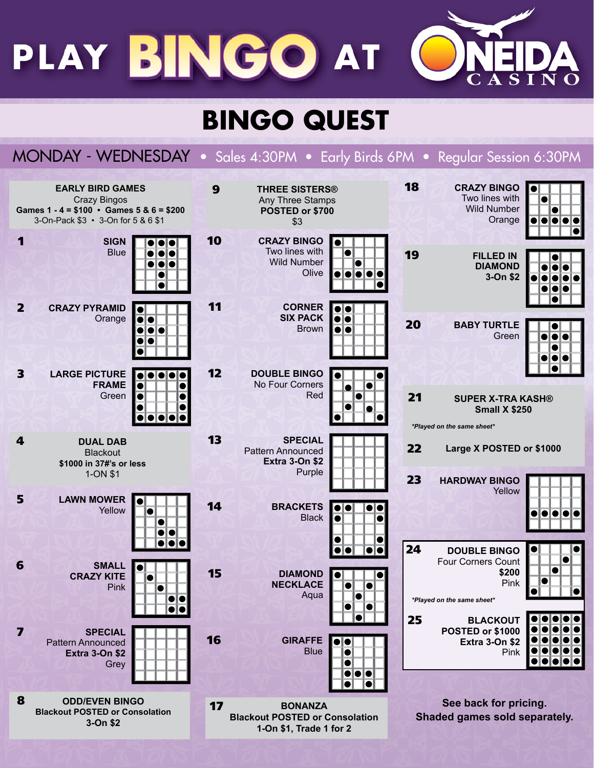# PLAY BINGO AT ONEIDA CASINO

## BINGO QUEST

**MONDAY - WEDNESDAY** • Sales 4:30PM • Early Birds 6PM • Regular Session 6:30PM

**EARLY BIRD GAMES**
Crazy Bingos
**Games 1 - 4 = $100 • Games 5 & 6 = $200**
3-On-Pack $3 • 3-On for 5 & 6 $1

**1** **SIGN**
Blue

**2** **CRAZY PYRAMID**
Orange

**3** **LARGE PICTURE FRAME**
Green

**4** **DUAL DAB**
Blackout
**$1000 in 37#'s or less**
1-ON $1

**5** **LAWN MOWER**
Yellow

**6** **SMALL CRAZY KITE**
Pink

**7** **SPECIAL**
Pattern Announced
**Extra 3-On $2**
Grey

**8** **ODD/EVEN BINGO**
**Blackout POSTED or Consolation**
**3-On $2**

**9** **THREE SISTERS®**
Any Three Stamps
**POSTED or $700**
$3

**10** **CRAZY BINGO**
Two lines with Wild Number
Olive

**11** **CORNER SIX PACK**
Brown

**12** **DOUBLE BINGO**
No Four Corners
Red

**13** **SPECIAL**
Pattern Announced
**Extra 3-On $2**
Purple

**14** **BRACKETS**
Black

**15** **DIAMOND NECKLACE**
Aqua

**16** **GIRAFFE**
Blue

**17** **BONANZA**
**Blackout POSTED or Consolation**
**1-On $1, Trade 1 for 2**

**18** **CRAZY BINGO**
Two lines with Wild Number
Orange

**19** **FILLED IN DIAMOND**
**3-On $2**

**20** **BABY TURTLE**
Green

**21** **SUPER X-TRA KASH®**
**Small X $250**

*\*Played on the same sheet\**

**22** **Large X POSTED or $1000**

**23** **HARDWAY BINGO**
Yellow

**24** **DOUBLE BINGO**
Four Corners Count
**$200**
Pink

*\*Played on the same sheet\**

**25** **BLACKOUT**
**POSTED or $1000**
**Extra 3-On $2**
Pink

**See back for pricing.**
**Shaded games sold separately.**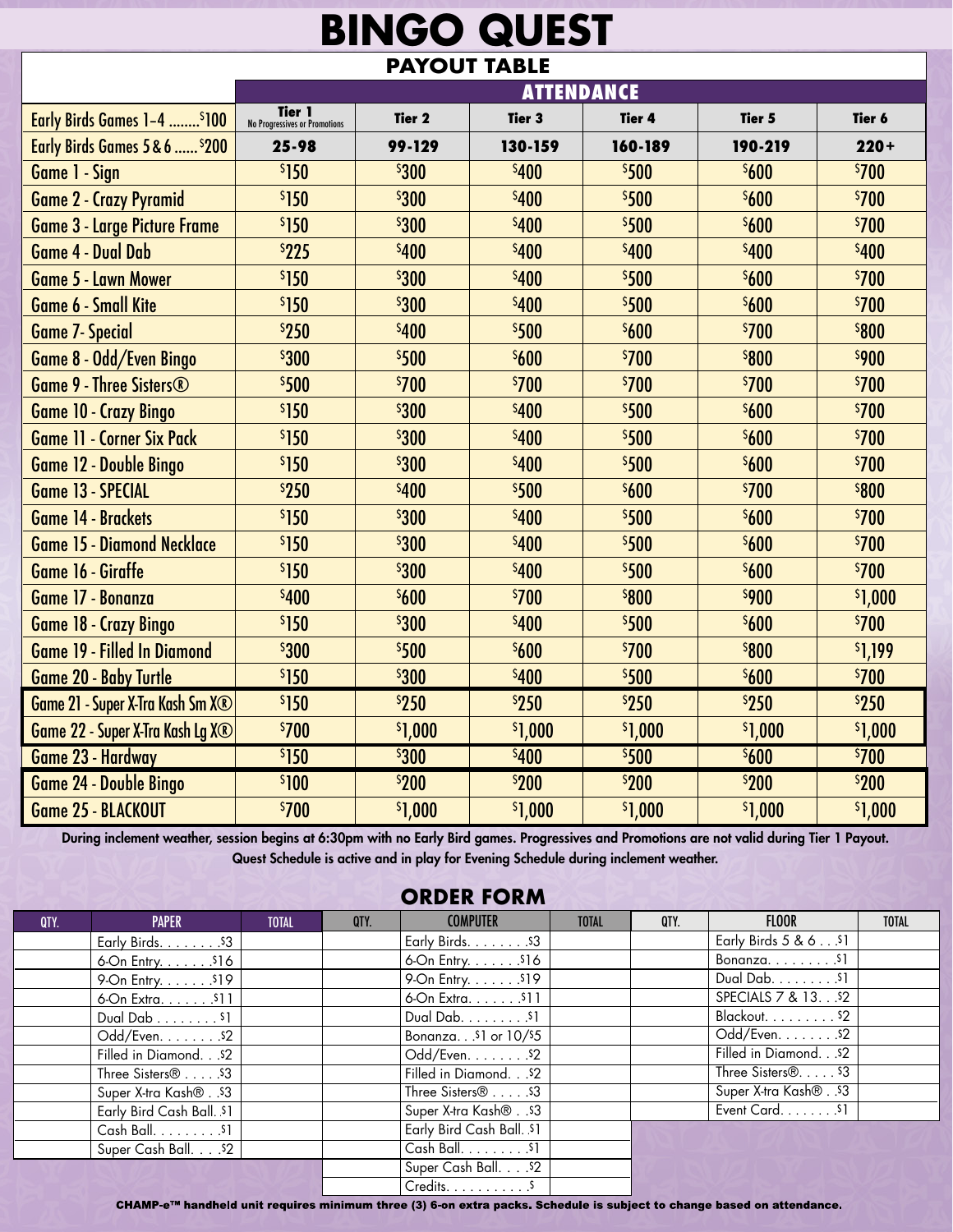# BINGO QUEST

## PAYOUT TABLE

| | ATTENDANCE | | | | | |
|---|---|---|---|---|---|---|
| Early Birds Games 1–4 ........$100 | Tier 1 No Progressives or Promotions | Tier 2 | Tier 3 | Tier 4 | Tier 5 | Tier 6 |
| Early Birds Games 5 & 6 ......$200 | 25-98 | 99-129 | 130-159 | 160-189 | 190-219 | 220+ |
| Game 1 - Sign | $150 | $300 | $400 | $500 | $600 | $700 |
| Game 2 - Crazy Pyramid | $150 | $300 | $400 | $500 | $600 | $700 |
| Game 3 - Large Picture Frame | $150 | $300 | $400 | $500 | $600 | $700 |
| Game 4 - Dual Dab | $225 | $400 | $400 | $400 | $400 | $400 |
| Game 5 - Lawn Mower | $150 | $300 | $400 | $500 | $600 | $700 |
| Game 6 - Small Kite | $150 | $300 | $400 | $500 | $600 | $700 |
| Game 7- Special | $250 | $400 | $500 | $600 | $700 | $800 |
| Game 8 - Odd/Even Bingo | $300 | $500 | $600 | $700 | $800 | $900 |
| Game 9 - Three Sisters® | $500 | $700 | $700 | $700 | $700 | $700 |
| Game 10 - Crazy Bingo | $150 | $300 | $400 | $500 | $600 | $700 |
| Game 11 - Corner Six Pack | $150 | $300 | $400 | $500 | $600 | $700 |
| Game 12 - Double Bingo | $150 | $300 | $400 | $500 | $600 | $700 |
| Game 13 - SPECIAL | $250 | $400 | $500 | $600 | $700 | $800 |
| Game 14 - Brackets | $150 | $300 | $400 | $500 | $600 | $700 |
| Game 15 - Diamond Necklace | $150 | $300 | $400 | $500 | $600 | $700 |
| Game 16 - Giraffe | $150 | $300 | $400 | $500 | $600 | $700 |
| Game 17 - Bonanza | $400 | $600 | $700 | $800 | $900 | $1,000 |
| Game 18 - Crazy Bingo | $150 | $300 | $400 | $500 | $600 | $700 |
| Game 19 - Filled In Diamond | $300 | $500 | $600 | $700 | $800 | $1,199 |
| Game 20 - Baby Turtle | $150 | $300 | $400 | $500 | $600 | $700 |
| Game 21 - Super X-Tra Kash Sm X® | $150 | $250 | $250 | $250 | $250 | $250 |
| Game 22 - Super X-Tra Kash Lg X® | $700 | $1,000 | $1,000 | $1,000 | $1,000 | $1,000 |
| Game 23 - Hardway | $150 | $300 | $400 | $500 | $600 | $700 |
| Game 24 - Double Bingo | $100 | $200 | $200 | $200 | $200 | $200 |
| Game 25 - BLACKOUT | $700 | $1,000 | $1,000 | $1,000 | $1,000 | $1,000 |

**During inclement weather, session begins at 6:30pm with no Early Bird games. Progressives and Promotions are not valid during Tier 1 Payout. Quest Schedule is active and in play for Evening Schedule during inclement weather.**

## ORDER FORM

| QTY. | PAPER | TOTAL | QTY. | COMPUTER | TOTAL | QTY. | FLOOR | TOTAL |
|---|---|---|---|---|---|---|---|---|
| | Early Birds. . . . . . . .$3 | | | Early Birds. . . . . . . .$3 | | | Early Birds 5 & 6 . . .$1 | |
| | 6-On Entry. . . . . . .$16 | | | 6-On Entry. . . . . . .$16 | | | Bonanza. . . . . . . . .$1 | |
| | 9-On Entry. . . . . . .$19 | | | 9-On Entry. . . . . . .$19 | | | Dual Dab. . . . . . . . .$1 | |
| | 6-On Extra. . . . . . .$11 | | | 6-On Extra. . . . . . .$11 | | | SPECIALS 7 & 13. . .$2 | |
| | Dual Dab . . . . . . . . .$1 | | | Dual Dab. . . . . . . . .$1 | | | Blackout. . . . . . . . . $2 | |
| | Odd/Even. . . . . . . .$2 | | | Bonanza. . .$1 or 10/$5 | | | Odd/Even. . . . . . . .$2 | |
| | Filled in Diamond. . .$2 | | | Odd/Even. . . . . . . .$2 | | | Filled in Diamond. . .$2 | |
| | Three Sisters® . . . . .$3 | | | Filled in Diamond. . .$2 | | | Three Sisters®. . . . . $3 | |
| | Super X-tra Kash® . .$3 | | | Three Sisters® . . . . .$3 | | | Super X-tra Kash® . .$3 | |
| | Early Bird Cash Ball. $1 | | | Super X-tra Kash® . .$3 | | | Event Card. . . . . . . .$1 | |
| | Cash Ball. . . . . . . . .$1 | | | Early Bird Cash Ball. $1 | | | | |
| | Super Cash Ball. . . .$2 | | | Cash Ball. . . . . . . . .$1 | | | | |
| | | | | Super Cash Ball. . . .$2 | | | | |
| | | | | Credits. . . . . . . . . . .$ | | | | |

**CHAMP-e™ handheld unit requires minimum three (3) 6-on extra packs. Schedule is subject to change based on attendance.**